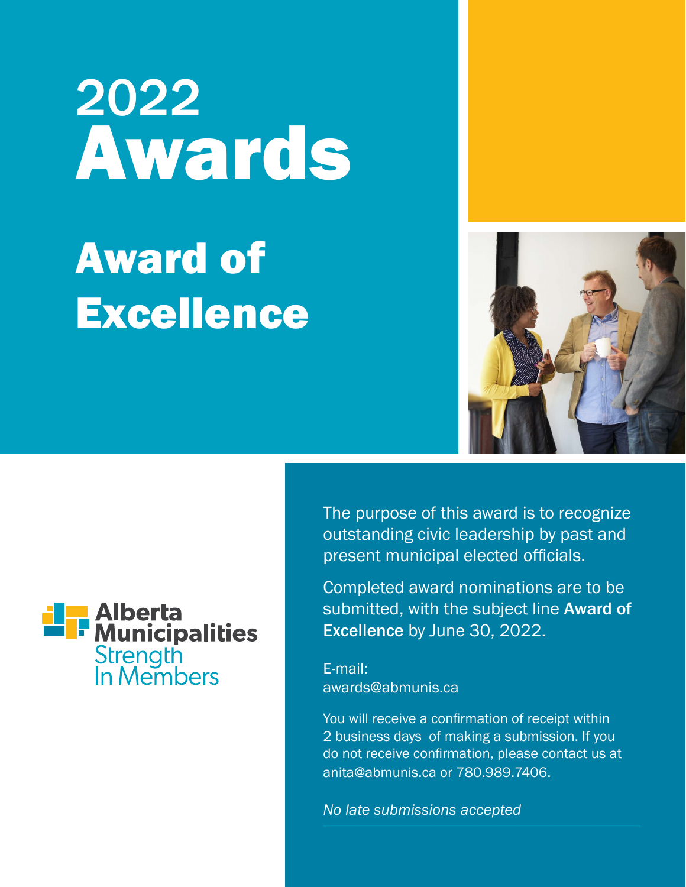# 2022 Awards

# Award of Excellence

Alberta Municipalities
Strength In Members

The purpose of this award is to recognize outstanding civic leadership by past and present municipal elected officials.

Completed award nominations are to be submitted, with the subject line **Award of Excellence** by June 30, 2022.

E-mail:
awards@abmunis.ca

You will receive a confirmation of receipt within 2 business days of making a submission. If you do not receive confirmation, please contact us at anita@abmunis.ca or 780.989.7406.

*No late submissions accepted*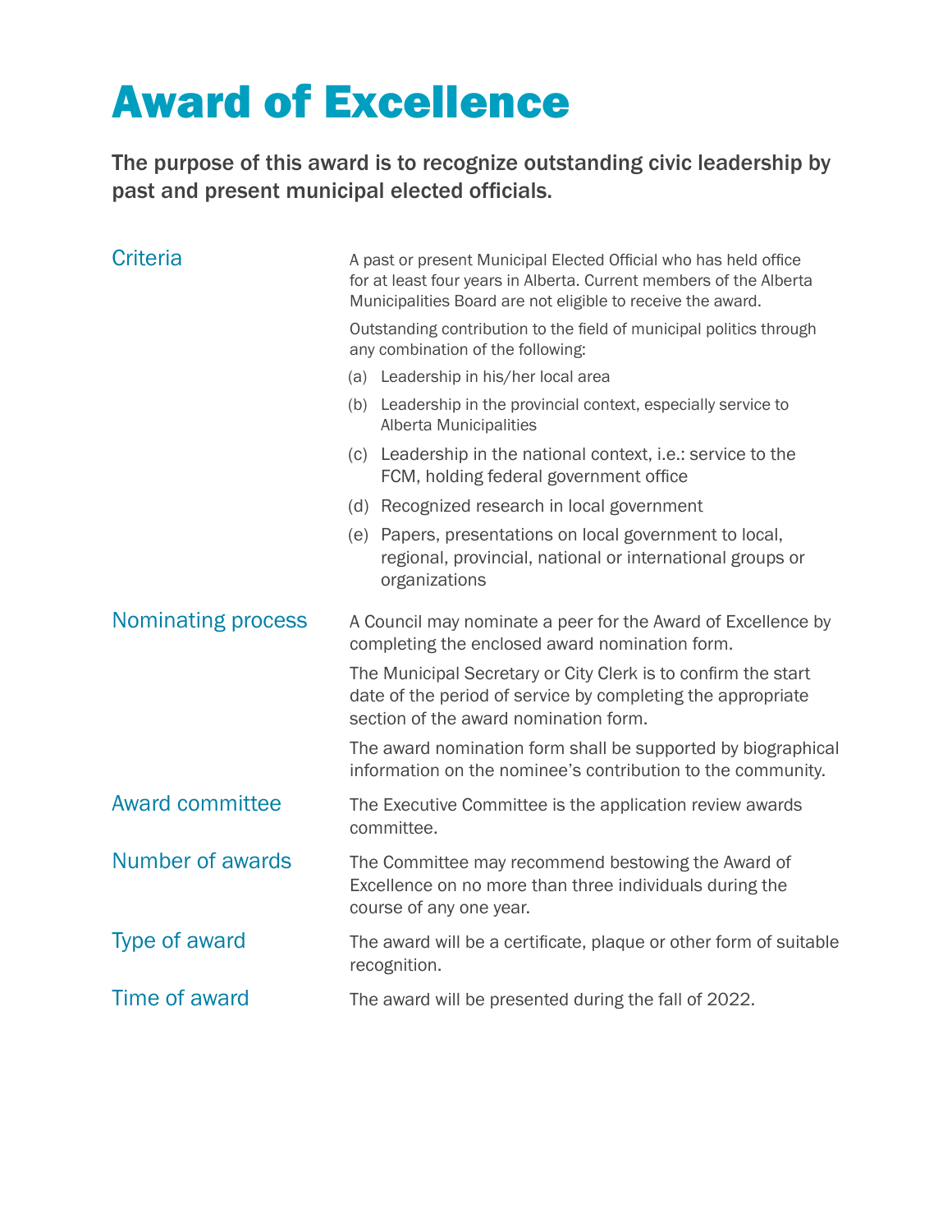# Award of Excellence

**The purpose of this award is to recognize outstanding civic leadership by past and present municipal elected officials.**

## Criteria

A past or present Municipal Elected Official who has held office for at least four years in Alberta. Current members of the Alberta Municipalities Board are not eligible to receive the award.

Outstanding contribution to the field of municipal politics through any combination of the following:

(a) Leadership in his/her local area

(b) Leadership in the provincial context, especially service to Alberta Municipalities

(c) Leadership in the national context, i.e.: service to the FCM, holding federal government office

(d) Recognized research in local government

(e) Papers, presentations on local government to local, regional, provincial, national or international groups or organizations

## Nominating process

A Council may nominate a peer for the Award of Excellence by completing the enclosed award nomination form.

The Municipal Secretary or City Clerk is to confirm the start date of the period of service by completing the appropriate section of the award nomination form.

The award nomination form shall be supported by biographical information on the nominee's contribution to the community.

## Award committee

The Executive Committee is the application review awards committee.

## Number of awards

The Committee may recommend bestowing the Award of Excellence on no more than three individuals during the course of any one year.

## Type of award

The award will be a certificate, plaque or other form of suitable recognition.

## Time of award

The award will be presented during the fall of 2022.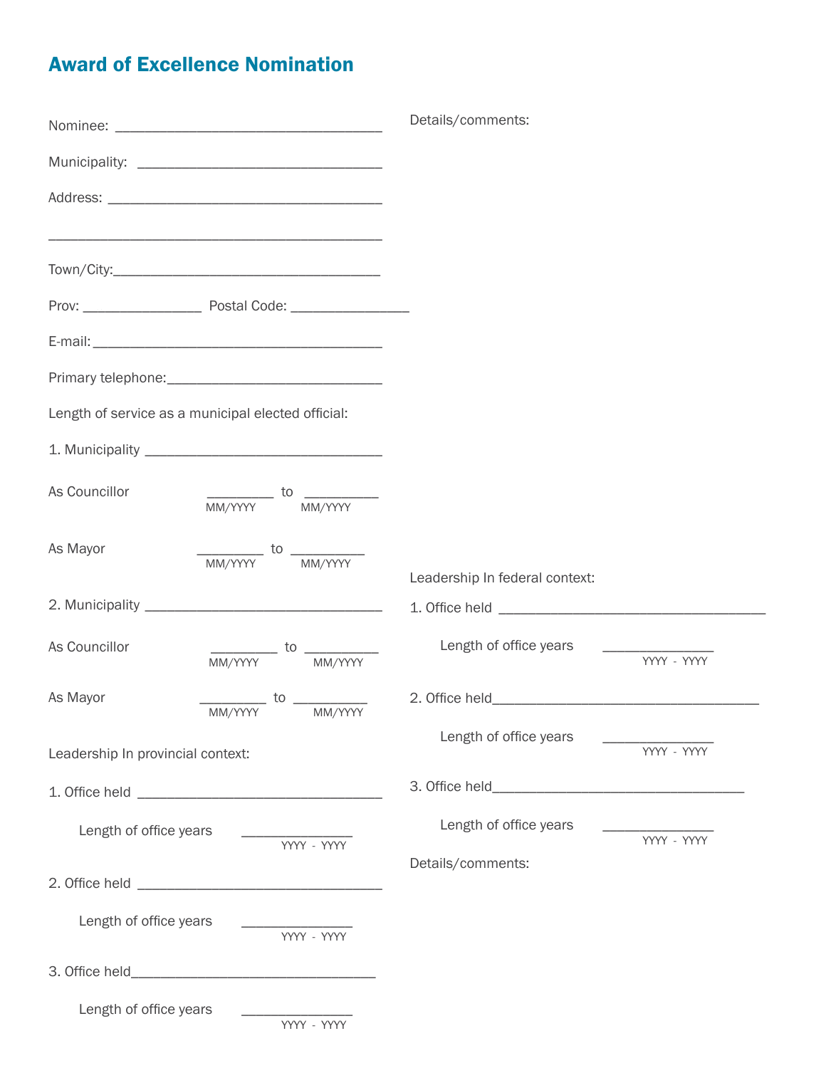## Award of Excellence Nomination

Nominee: ___________________________________

Municipality: ________________________________

Address: ___________________________________

____________________________________________

Town/City:___________________________________

Prov: _______________ Postal Code: _______________

E-mail:______________________________________

Primary telephone:____________________________

Length of service as a municipal elected official:

1. Municipality ______________________________

As Councillor _________ to _________
MM/YYYY MM/YYYY

As Mayor _________ to _________
MM/YYYY MM/YYYY

2. Municipality ______________________________

As Councillor _________ to _________
MM/YYYY MM/YYYY

As Mayor _________ to _________
MM/YYYY MM/YYYY

Leadership In provincial context:

1. Office held ______________________________

Length of office years ______________
YYYY - YYYY

2. Office held ______________________________

Length of office years ______________
YYYY - YYYY

3. Office held______________________________

Length of office years ______________
YYYY - YYYY

Details/comments:

Leadership In federal context:

1. Office held ___________________________________

Length of office years ______________
YYYY - YYYY

2. Office held___________________________________

Length of office years ______________
YYYY - YYYY

3. Office held________________________________

Length of office years ______________
YYYY - YYYY

Details/comments: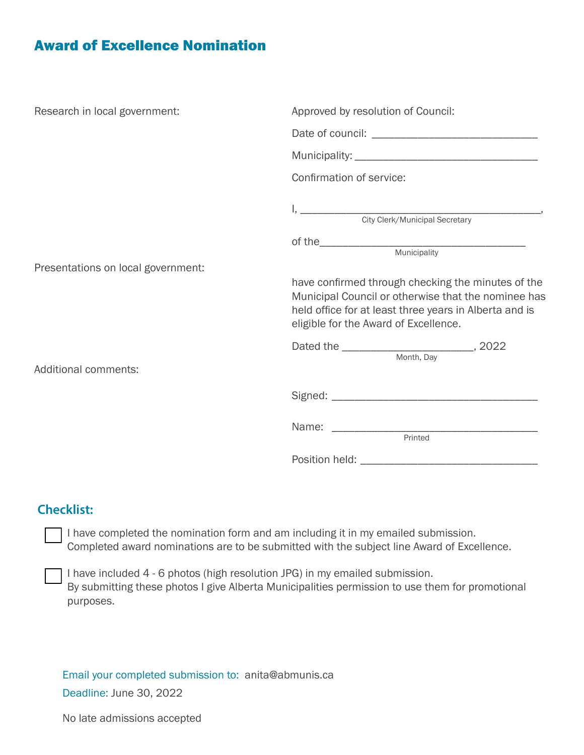## Award of Excellence Nomination

Research in local government:

Presentations on local government:

Additional comments:

Approved by resolution of Council:

Date of council: ______________________________

Municipality: ________________________________

Confirmation of service:

I, ____________________________________________,
City Clerk/Municipal Secretary

of the____________________________________
Municipality

have confirmed through checking the minutes of the Municipal Council or otherwise that the nominee has held office for at least three years in Alberta and is eligible for the Award of Excellence.

Dated the _______________________, 2022
Month, Day

Signed: ____________________________________

Name: _____________________________________
Printed

Position held: _______________________________

### Checklist:

- [ ] I have completed the nomination form and am including it in my emailed submission. Completed award nominations are to be submitted with the subject line Award of Excellence.

- [ ] I have included 4 - 6 photos (high resolution JPG) in my emailed submission. By submitting these photos I give Alberta Municipalities permission to use them for promotional purposes.

Email your completed submission to: anita@abmunis.ca

Deadline: June 30, 2022

No late admissions accepted